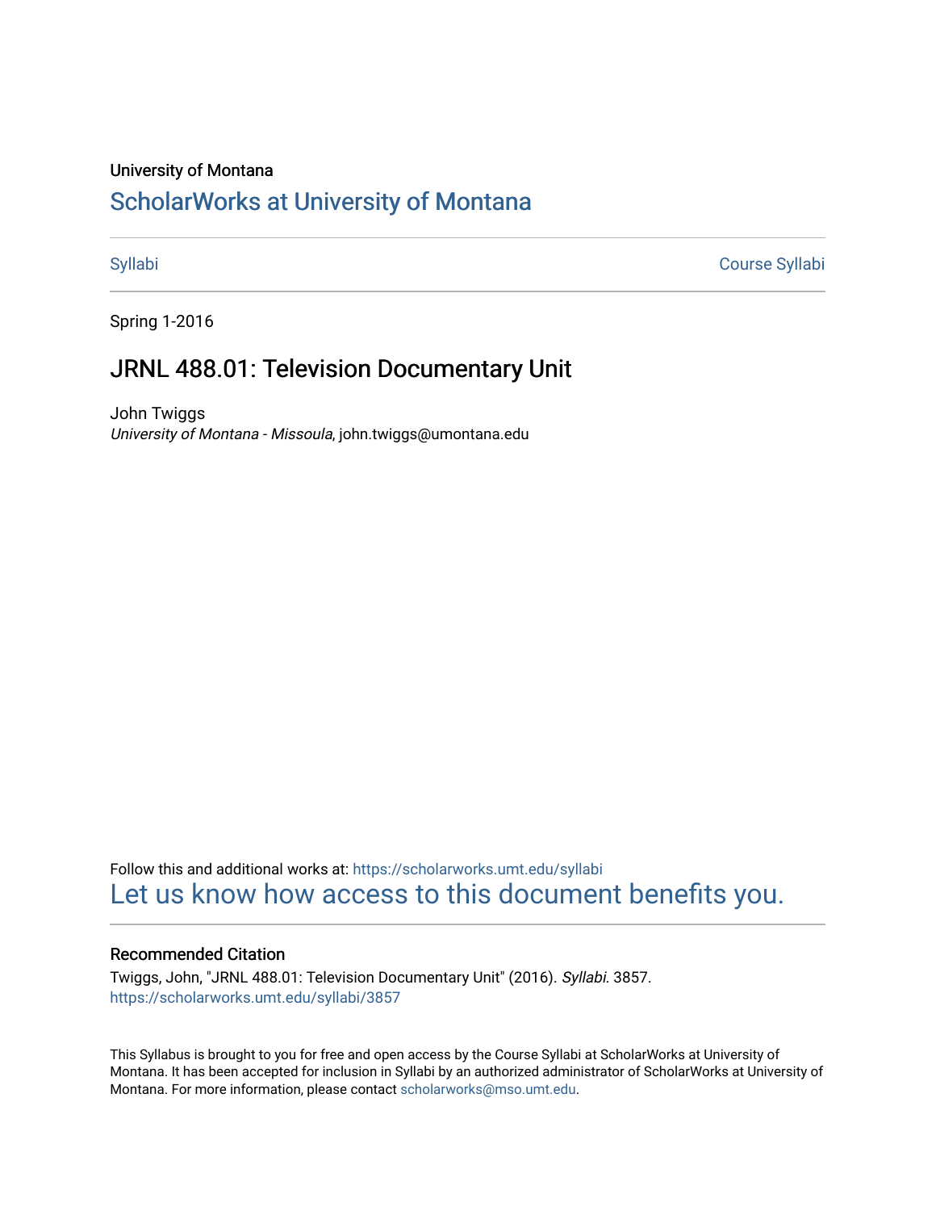University of Montana

# ScholarWorks at University of Montana

Syllabi | Course Syllabi

Spring 1-2016

## JRNL 488.01: Television Documentary Unit

John Twiggs
*University of Montana - Missoula*, john.twiggs@umontana.edu

Follow this and additional works at: https://scholarworks.umt.edu/syllabi

Let us know how access to this document benefits you.

### Recommended Citation

Twiggs, John, "JRNL 488.01: Television Documentary Unit" (2016). *Syllabi*. 3857.
https://scholarworks.umt.edu/syllabi/3857

This Syllabus is brought to you for free and open access by the Course Syllabi at ScholarWorks at University of Montana. It has been accepted for inclusion in Syllabi by an authorized administrator of ScholarWorks at University of Montana. For more information, please contact scholarworks@mso.umt.edu.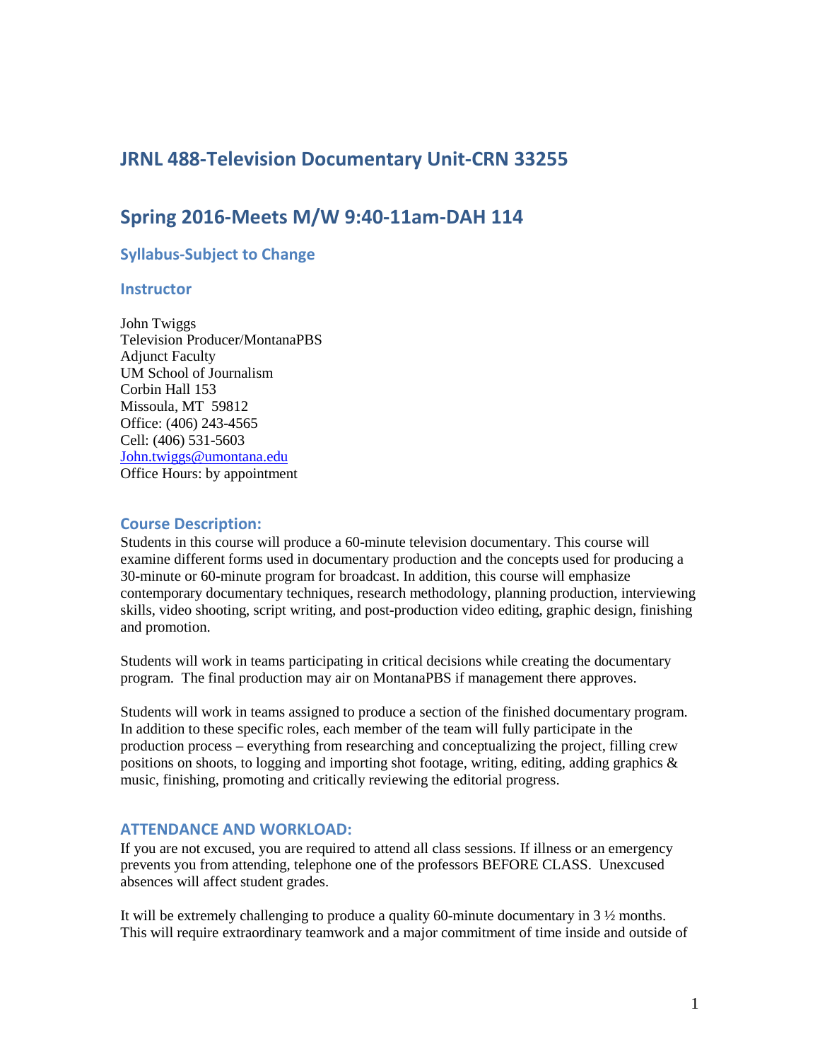# JRNL 488-Television Documentary Unit-CRN 33255

# Spring 2016-Meets M/W 9:40-11am-DAH 114

### Syllabus-Subject to Change

### Instructor

John Twiggs
Television Producer/MontanaPBS
Adjunct Faculty
UM School of Journalism
Corbin Hall 153
Missoula, MT 59812
Office: (406) 243-4565
Cell: (406) 531-5603
John.twiggs@umontana.edu
Office Hours: by appointment

### Course Description:

Students in this course will produce a 60-minute television documentary. This course will examine different forms used in documentary production and the concepts used for producing a 30-minute or 60-minute program for broadcast. In addition, this course will emphasize contemporary documentary techniques, research methodology, planning production, interviewing skills, video shooting, script writing, and post-production video editing, graphic design, finishing and promotion.

Students will work in teams participating in critical decisions while creating the documentary program. The final production may air on MontanaPBS if management there approves.

Students will work in teams assigned to produce a section of the finished documentary program. In addition to these specific roles, each member of the team will fully participate in the production process – everything from researching and conceptualizing the project, filling crew positions on shoots, to logging and importing shot footage, writing, editing, adding graphics & music, finishing, promoting and critically reviewing the editorial progress.

### ATTENDANCE AND WORKLOAD:

If you are not excused, you are required to attend all class sessions. If illness or an emergency prevents you from attending, telephone one of the professors BEFORE CLASS. Unexcused absences will affect student grades.

It will be extremely challenging to produce a quality 60-minute documentary in 3 ½ months. This will require extraordinary teamwork and a major commitment of time inside and outside of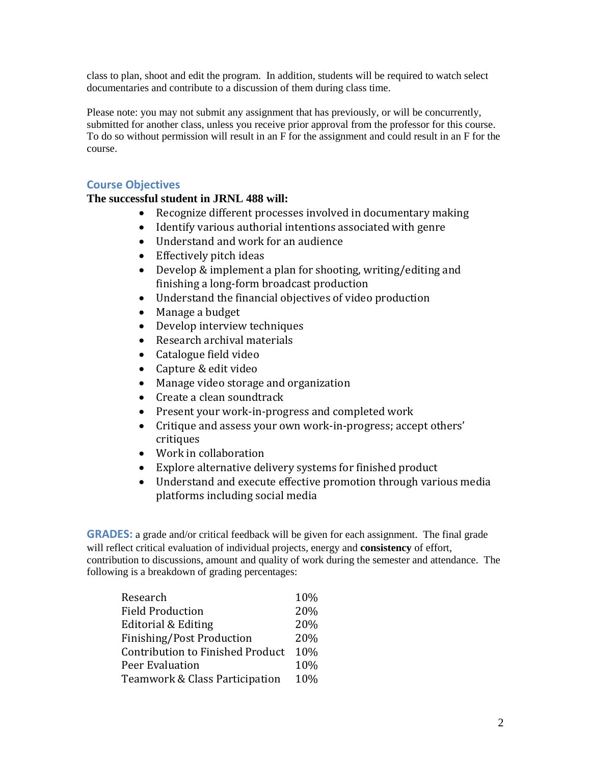class to plan, shoot and edit the program. In addition, students will be required to watch select documentaries and contribute to a discussion of them during class time.

Please note: you may not submit any assignment that has previously, or will be concurrently, submitted for another class, unless you receive prior approval from the professor for this course. To do so without permission will result in an F for the assignment and could result in an F for the course.

## Course Objectives

**The successful student in JRNL 488 will:**

- Recognize different processes involved in documentary making
- Identify various authorial intentions associated with genre
- Understand and work for an audience
- Effectively pitch ideas
- Develop & implement a plan for shooting, writing/editing and finishing a long-form broadcast production
- Understand the financial objectives of video production
- Manage a budget
- Develop interview techniques
- Research archival materials
- Catalogue field video
- Capture & edit video
- Manage video storage and organization
- Create a clean soundtrack
- Present your work-in-progress and completed work
- Critique and assess your own work-in-progress; accept others' critiques
- Work in collaboration
- Explore alternative delivery systems for finished product
- Understand and execute effective promotion through various media platforms including social media

**GRADES:** a grade and/or critical feedback will be given for each assignment. The final grade will reflect critical evaluation of individual projects, energy and **consistency** of effort, contribution to discussions, amount and quality of work during the semester and attendance. The following is a breakdown of grading percentages:

| | |
|---|---|
| Research | 10% |
| Field Production | 20% |
| Editorial & Editing | 20% |
| Finishing/Post Production | 20% |
| Contribution to Finished Product | 10% |
| Peer Evaluation | 10% |
| Teamwork & Class Participation | 10% |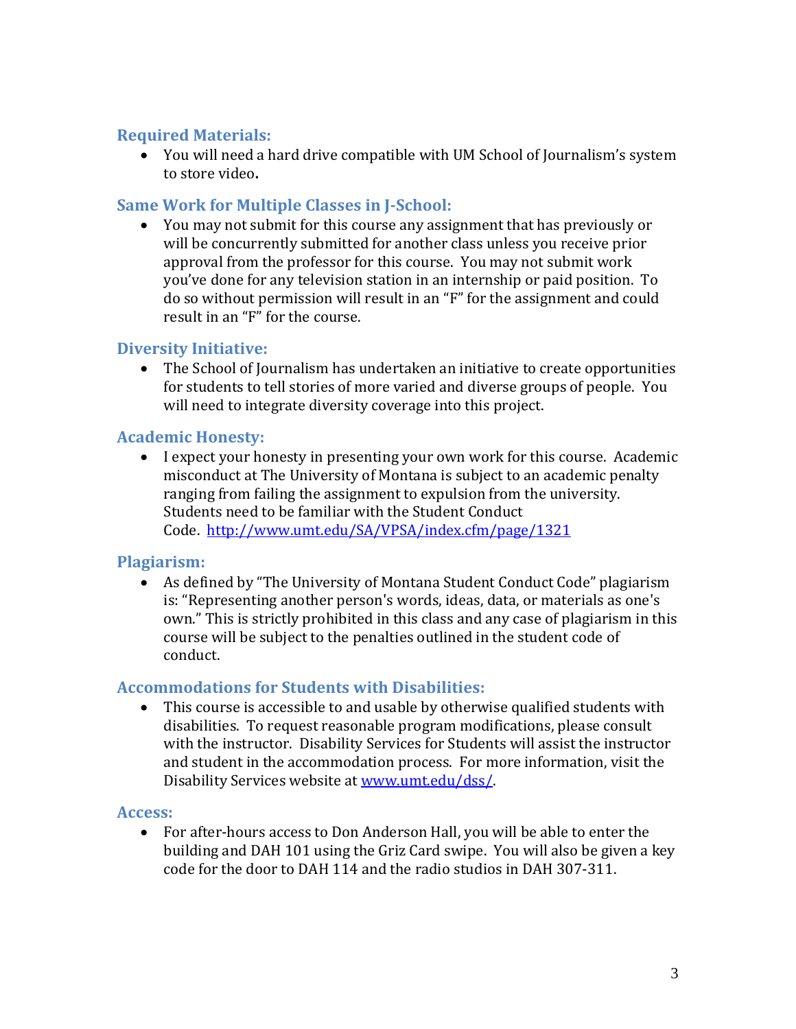### Required Materials:

- You will need a hard drive compatible with UM School of Journalism's system to store video**.**

### Same Work for Multiple Classes in J-School:

- You may not submit for this course any assignment that has previously or will be concurrently submitted for another class unless you receive prior approval from the professor for this course. You may not submit work you've done for any television station in an internship or paid position. To do so without permission will result in an "F" for the assignment and could result in an "F" for the course.

### Diversity Initiative:

- The School of Journalism has undertaken an initiative to create opportunities for students to tell stories of more varied and diverse groups of people. You will need to integrate diversity coverage into this project.

### Academic Honesty:

- I expect your honesty in presenting your own work for this course. Academic misconduct at The University of Montana is subject to an academic penalty ranging from failing the assignment to expulsion from the university. Students need to be familiar with the Student Conduct Code. http://www.umt.edu/SA/VPSA/index.cfm/page/1321

### Plagiarism:

- As defined by "The University of Montana Student Conduct Code" plagiarism is: "Representing another person's words, ideas, data, or materials as one's own." This is strictly prohibited in this class and any case of plagiarism in this course will be subject to the penalties outlined in the student code of conduct.

### Accommodations for Students with Disabilities:

- This course is accessible to and usable by otherwise qualified students with disabilities. To request reasonable program modifications, please consult with the instructor. Disability Services for Students will assist the instructor and student in the accommodation process. For more information, visit the Disability Services website at www.umt.edu/dss/.

### Access:

- For after-hours access to Don Anderson Hall, you will be able to enter the building and DAH 101 using the Griz Card swipe. You will also be given a key code for the door to DAH 114 and the radio studios in DAH 307-311.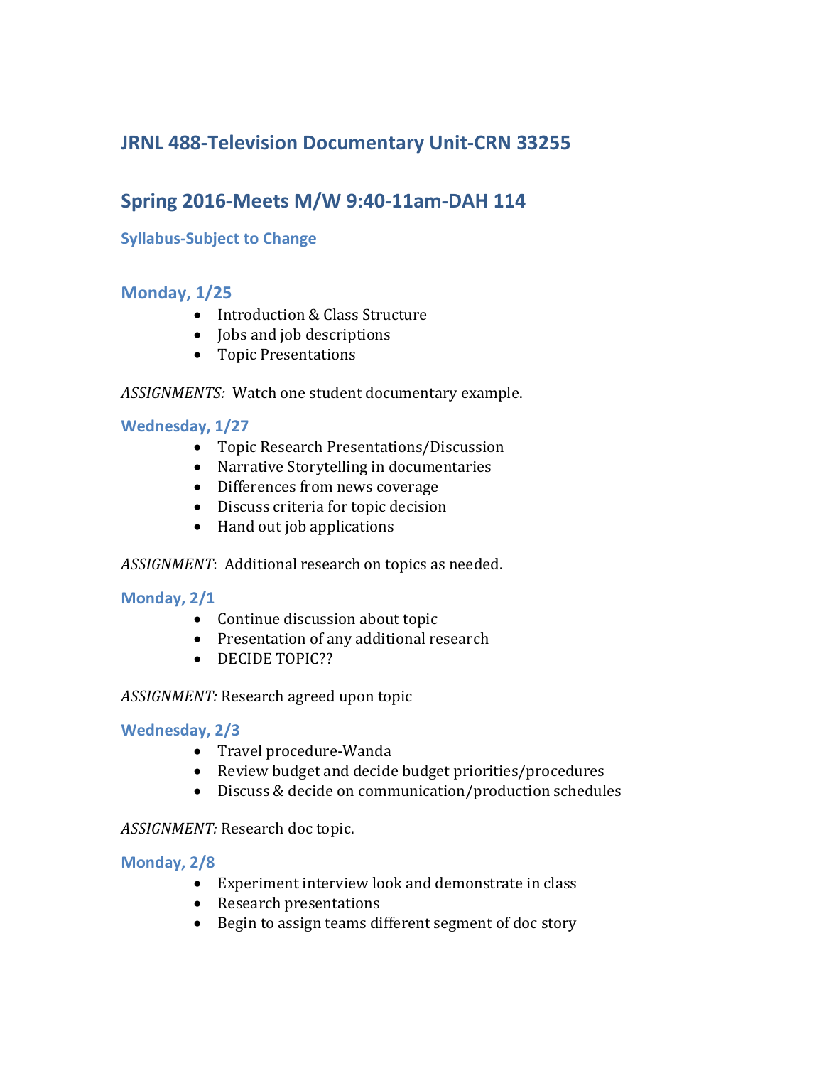## JRNL 488-Television Documentary Unit-CRN 33255

## Spring 2016-Meets M/W 9:40-11am-DAH 114

### Syllabus-Subject to Change

### Monday, 1/25

- Introduction & Class Structure
- Jobs and job descriptions
- Topic Presentations

*ASSIGNMENTS:* Watch one student documentary example.

### Wednesday, 1/27

- Topic Research Presentations/Discussion
- Narrative Storytelling in documentaries
- Differences from news coverage
- Discuss criteria for topic decision
- Hand out job applications

*ASSIGNMENT*: Additional research on topics as needed.

### Monday, 2/1

- Continue discussion about topic
- Presentation of any additional research
- DECIDE TOPIC??

*ASSIGNMENT:* Research agreed upon topic

### Wednesday, 2/3

- Travel procedure-Wanda
- Review budget and decide budget priorities/procedures
- Discuss & decide on communication/production schedules

*ASSIGNMENT:* Research doc topic.

### Monday, 2/8

- Experiment interview look and demonstrate in class
- Research presentations
- Begin to assign teams different segment of doc story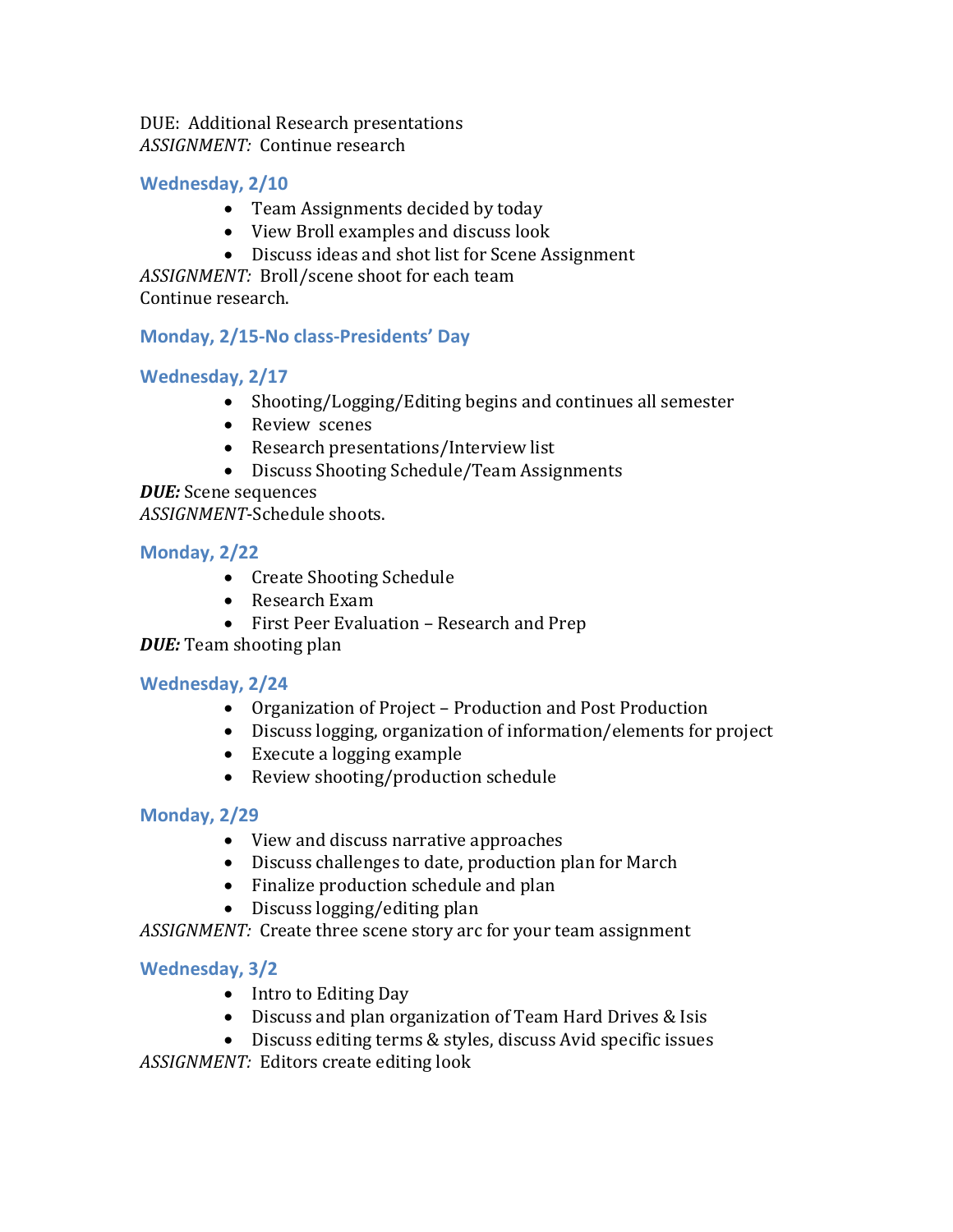DUE: Additional Research presentations
*ASSIGNMENT:* Continue research

### Wednesday, 2/10

- Team Assignments decided by today
- View Broll examples and discuss look
- Discuss ideas and shot list for Scene Assignment

*ASSIGNMENT:* Broll/scene shoot for each team
Continue research.

### Monday, 2/15-No class-Presidents' Day

### Wednesday, 2/17

- Shooting/Logging/Editing begins and continues all semester
- Review scenes
- Research presentations/Interview list
- Discuss Shooting Schedule/Team Assignments

***DUE:*** Scene sequences
*ASSIGNMENT*-Schedule shoots.

### Monday, 2/22

- Create Shooting Schedule
- Research Exam
- First Peer Evaluation – Research and Prep

***DUE:*** Team shooting plan

### Wednesday, 2/24

- Organization of Project – Production and Post Production
- Discuss logging, organization of information/elements for project
- Execute a logging example
- Review shooting/production schedule

### Monday, 2/29

- View and discuss narrative approaches
- Discuss challenges to date, production plan for March
- Finalize production schedule and plan
- Discuss logging/editing plan

*ASSIGNMENT:* Create three scene story arc for your team assignment

### Wednesday, 3/2

- Intro to Editing Day
- Discuss and plan organization of Team Hard Drives & Isis
- Discuss editing terms & styles, discuss Avid specific issues

*ASSIGNMENT:* Editors create editing look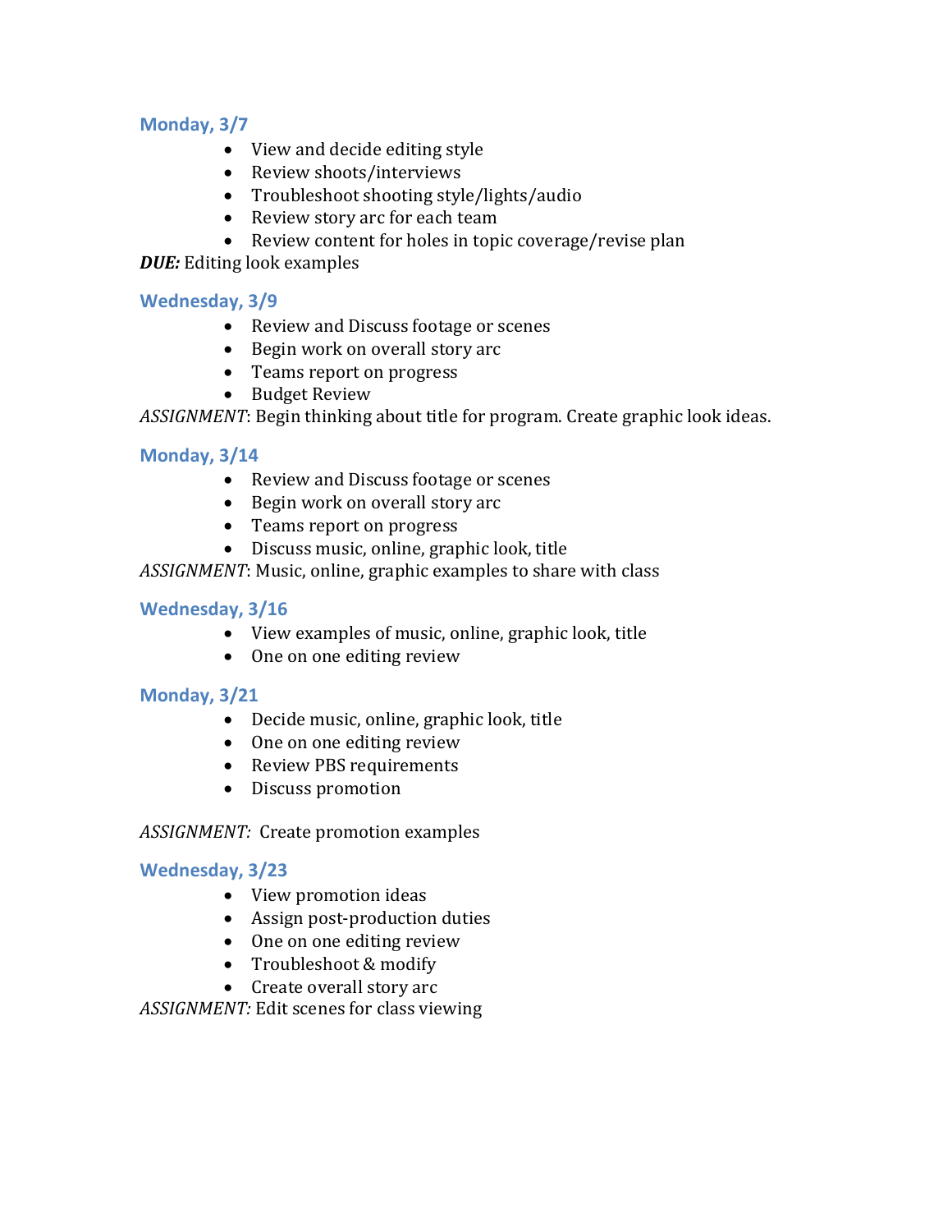### Monday, 3/7

- View and decide editing style
- Review shoots/interviews
- Troubleshoot shooting style/lights/audio
- Review story arc for each team
- Review content for holes in topic coverage/revise plan

***DUE:*** Editing look examples

### Wednesday, 3/9

- Review and Discuss footage or scenes
- Begin work on overall story arc
- Teams report on progress
- Budget Review

*ASSIGNMENT*: Begin thinking about title for program. Create graphic look ideas.

### Monday, 3/14

- Review and Discuss footage or scenes
- Begin work on overall story arc
- Teams report on progress
- Discuss music, online, graphic look, title

*ASSIGNMENT*: Music, online, graphic examples to share with class

### Wednesday, 3/16

- View examples of music, online, graphic look, title
- One on one editing review

### Monday, 3/21

- Decide music, online, graphic look, title
- One on one editing review
- Review PBS requirements
- Discuss promotion

*ASSIGNMENT:* Create promotion examples

### Wednesday, 3/23

- View promotion ideas
- Assign post-production duties
- One on one editing review
- Troubleshoot & modify
- Create overall story arc

*ASSIGNMENT:* Edit scenes for class viewing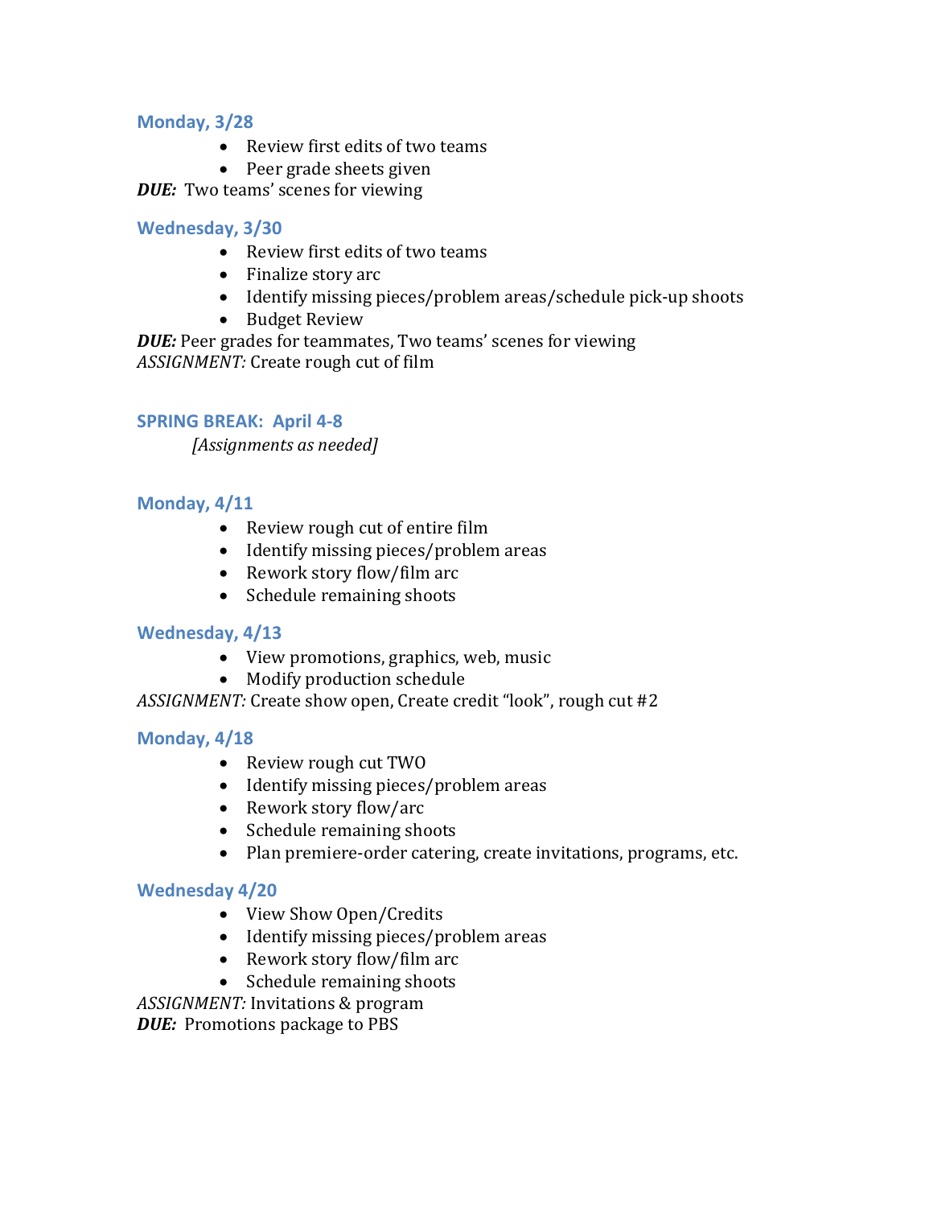### Monday, 3/28

- Review first edits of two teams
- Peer grade sheets given

***DUE:*** Two teams' scenes for viewing

### Wednesday, 3/30

- Review first edits of two teams
- Finalize story arc
- Identify missing pieces/problem areas/schedule pick-up shoots
- Budget Review

***DUE:*** Peer grades for teammates, Two teams' scenes for viewing
*ASSIGNMENT:* Create rough cut of film

### SPRING BREAK: April 4-8

*[Assignments as needed]*

### Monday, 4/11

- Review rough cut of entire film
- Identify missing pieces/problem areas
- Rework story flow/film arc
- Schedule remaining shoots

### Wednesday, 4/13

- View promotions, graphics, web, music
- Modify production schedule

*ASSIGNMENT:* Create show open, Create credit "look", rough cut #2

### Monday, 4/18

- Review rough cut TWO
- Identify missing pieces/problem areas
- Rework story flow/arc
- Schedule remaining shoots
- Plan premiere-order catering, create invitations, programs, etc.

### Wednesday 4/20

- View Show Open/Credits
- Identify missing pieces/problem areas
- Rework story flow/film arc
- Schedule remaining shoots

*ASSIGNMENT:* Invitations & program
***DUE:*** Promotions package to PBS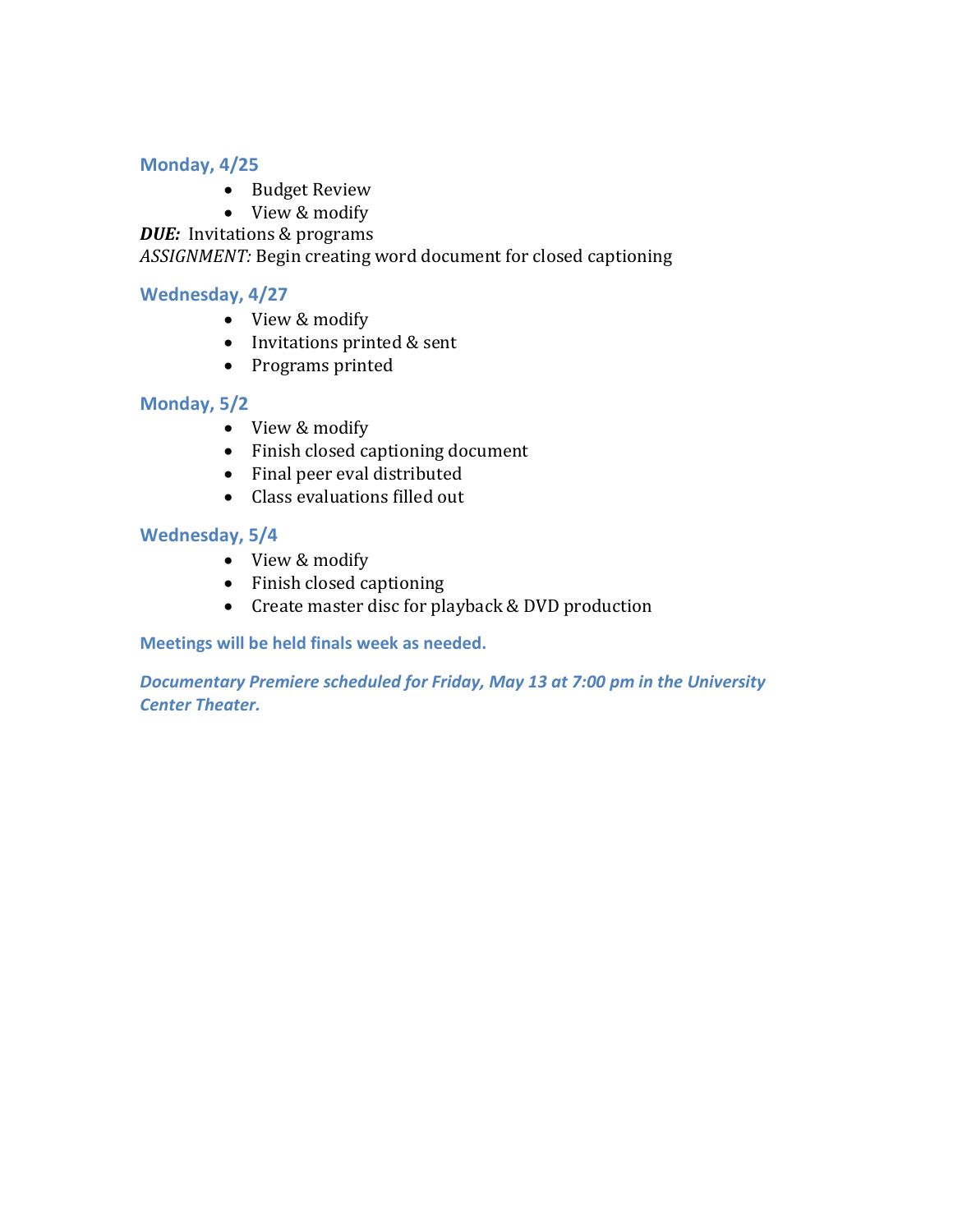### Monday, 4/25

- Budget Review
- View & modify

***DUE:*** Invitations & programs
*ASSIGNMENT:* Begin creating word document for closed captioning

### Wednesday, 4/27

- View & modify
- Invitations printed & sent
- Programs printed

### Monday, 5/2

- View & modify
- Finish closed captioning document
- Final peer eval distributed
- Class evaluations filled out

### Wednesday, 5/4

- View & modify
- Finish closed captioning
- Create master disc for playback & DVD production

**Meetings will be held finals week as needed.**

***Documentary Premiere scheduled for Friday, May 13 at 7:00 pm in the University Center Theater.***